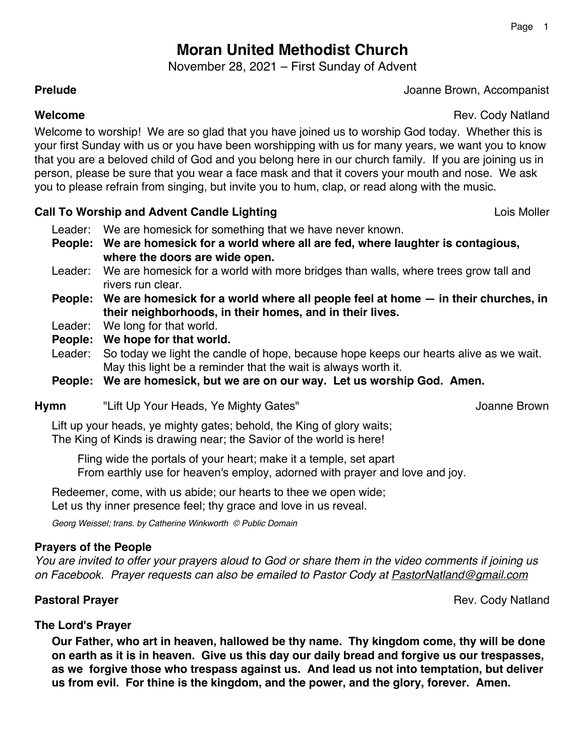# Moran United Methodist Church

November 28, 2021 – First Sunday of Advent

**Prelude** — Joanne Brown, Accompanist

**Welcome** — Rev. Cody Natland

Welcome to worship! We are so glad that you have joined us to worship God today. Whether this is your first Sunday with us or you have been worshipping with us for many years, we want you to know that you are a beloved child of God and you belong here in our church family. If you are joining us in person, please be sure that you wear a face mask and that it covers your mouth and nose. We ask you to please refrain from singing, but invite you to hum, clap, or read along with the music.

**Call To Worship and Advent Candle Lighting** — Lois Moller

Leader: We are homesick for something that we have never known.
**People: We are homesick for a world where all are fed, where laughter is contagious, where the doors are wide open.**
Leader: We are homesick for a world with more bridges than walls, where trees grow tall and rivers run clear.
**People: We are homesick for a world where all people feel at home — in their churches, in their neighborhoods, in their homes, and in their lives.**
Leader: We long for that world.
**People: We hope for that world.**
Leader: So today we light the candle of hope, because hope keeps our hearts alive as we wait. May this light be a reminder that the wait is always worth it.
**People: We are homesick, but we are on our way. Let us worship God. Amen.**

**Hymn** "Lift Up Your Heads, Ye Mighty Gates" — Joanne Brown

Lift up your heads, ye mighty gates; behold, the King of glory waits;
The King of Kinds is drawing near; the Savior of the world is here!

Fling wide the portals of your heart; make it a temple, set apart
From earthly use for heaven's employ, adorned with prayer and love and joy.

Redeemer, come, with us abide; our hearts to thee we open wide;
Let us thy inner presence feel; thy grace and love in us reveal.

*Georg Weissel; trans. by Catherine Winkworth © Public Domain*

**Prayers of the People**

*You are invited to offer your prayers aloud to God or share them in the video comments if joining us on Facebook. Prayer requests can also be emailed to Pastor Cody at PastorNatland@gmail.com*

**Pastoral Prayer** — Rev. Cody Natland

**The Lord's Prayer**

**Our Father, who art in heaven, hallowed be thy name. Thy kingdom come, thy will be done on earth as it is in heaven. Give us this day our daily bread and forgive us our trespasses, as we forgive those who trespass against us. And lead us not into temptation, but deliver us from evil. For thine is the kingdom, and the power, and the glory, forever. Amen.**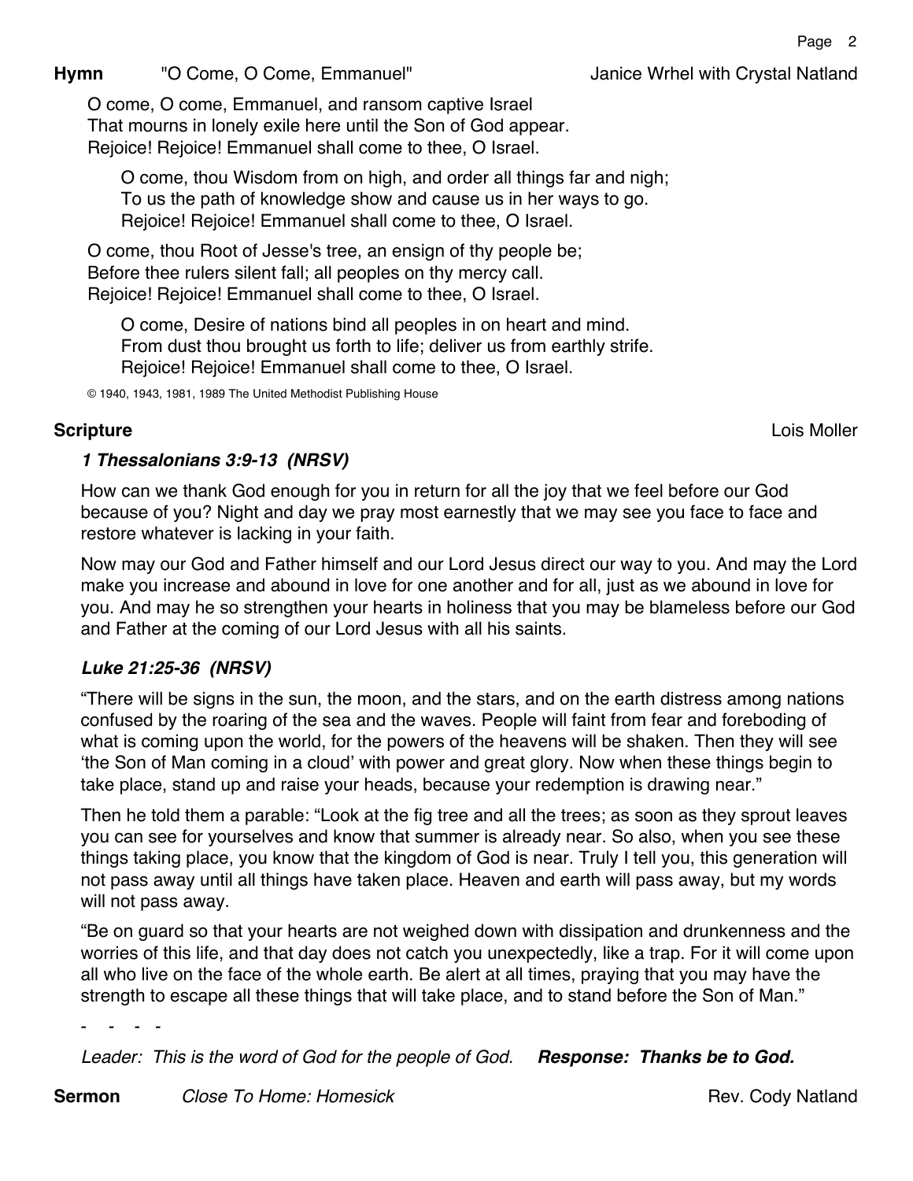**Hymn** "O Come, O Come, Emmanuel" Janice Wrhel with Crystal Natland

O come, O come, Emmanuel, and ransom captive Israel
That mourns in lonely exile here until the Son of God appear.
Rejoice! Rejoice! Emmanuel shall come to thee, O Israel.

O come, thou Wisdom from on high, and order all things far and nigh;
To us the path of knowledge show and cause us in her ways to go.
Rejoice! Rejoice! Emmanuel shall come to thee, O Israel.

O come, thou Root of Jesse's tree, an ensign of thy people be;
Before thee rulers silent fall; all peoples on thy mercy call.
Rejoice! Rejoice! Emmanuel shall come to thee, O Israel.

O come, Desire of nations bind all peoples in on heart and mind.
From dust thou brought us forth to life; deliver us from earthly strife.
Rejoice! Rejoice! Emmanuel shall come to thee, O Israel.

© 1940, 1943, 1981, 1989 The United Methodist Publishing House

**Scripture** Lois Moller

***1 Thessalonians 3:9-13 (NRSV)***

How can we thank God enough for you in return for all the joy that we feel before our God because of you? Night and day we pray most earnestly that we may see you face to face and restore whatever is lacking in your faith.

Now may our God and Father himself and our Lord Jesus direct our way to you. And may the Lord make you increase and abound in love for one another and for all, just as we abound in love for you. And may he so strengthen your hearts in holiness that you may be blameless before our God and Father at the coming of our Lord Jesus with all his saints.

***Luke 21:25-36 (NRSV)***

"There will be signs in the sun, the moon, and the stars, and on the earth distress among nations confused by the roaring of the sea and the waves. People will faint from fear and foreboding of what is coming upon the world, for the powers of the heavens will be shaken. Then they will see 'the Son of Man coming in a cloud' with power and great glory. Now when these things begin to take place, stand up and raise your heads, because your redemption is drawing near."

Then he told them a parable: "Look at the fig tree and all the trees; as soon as they sprout leaves you can see for yourselves and know that summer is already near. So also, when you see these things taking place, you know that the kingdom of God is near. Truly I tell you, this generation will not pass away until all things have taken place. Heaven and earth will pass away, but my words will not pass away.

"Be on guard so that your hearts are not weighed down with dissipation and drunkenness and the worries of this life, and that day does not catch you unexpectedly, like a trap. For it will come upon all who live on the face of the whole earth. Be alert at all times, praying that you may have the strength to escape all these things that will take place, and to stand before the Son of Man."

\- - - -

*Leader: This is the word of God for the people of God.* ***Response: Thanks be to God.***

**Sermon** *Close To Home: Homesick* Rev. Cody Natland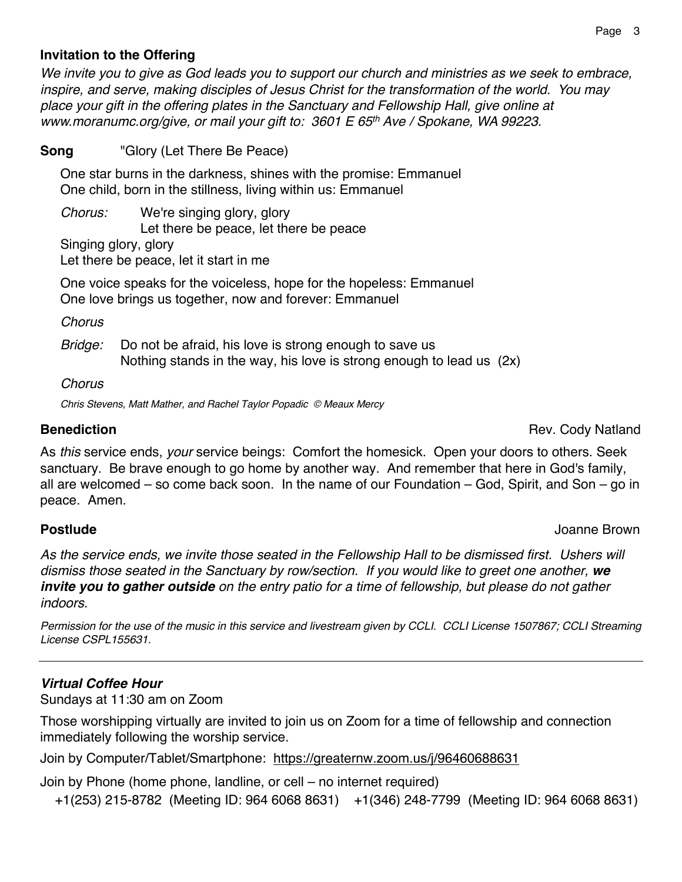**Invitation to the Offering**

*We invite you to give as God leads you to support our church and ministries as we seek to embrace, inspire, and serve, making disciples of Jesus Christ for the transformation of the world. You may place your gift in the offering plates in the Sanctuary and Fellowship Hall, give online at www.moranumc.org/give, or mail your gift to: 3601 E 65th Ave / Spokane, WA 99223.*

**Song** "Glory (Let There Be Peace)

One star burns in the darkness, shines with the promise: Emmanuel
One child, born in the stillness, living within us: Emmanuel

*Chorus:* We're singing glory, glory
Let there be peace, let there be peace
Singing glory, glory
Let there be peace, let it start in me

One voice speaks for the voiceless, hope for the hopeless: Emmanuel
One love brings us together, now and forever: Emmanuel

*Chorus*

*Bridge:* Do not be afraid, his love is strong enough to save us
Nothing stands in the way, his love is strong enough to lead us (2x)

*Chorus*

*Chris Stevens, Matt Mather, and Rachel Taylor Popadic © Meaux Mercy*

**Benediction** Rev. Cody Natland

As *this* service ends, *your* service beings: Comfort the homesick. Open your doors to others. Seek sanctuary. Be brave enough to go home by another way. And remember that here in God's family, all are welcomed – so come back soon. In the name of our Foundation – God, Spirit, and Son – go in peace. Amen.

**Postlude** Joanne Brown

*As the service ends, we invite those seated in the Fellowship Hall to be dismissed first. Ushers will dismiss those seated in the Sanctuary by row/section. If you would like to greet one another, **we invite you to gather outside** on the entry patio for a time of fellowship, but please do not gather indoors.*

*Permission for the use of the music in this service and livestream given by CCLI. CCLI License 1507867; CCLI Streaming License CSPL155631.*

---

***Virtual Coffee Hour***

Sundays at 11:30 am on Zoom

Those worshipping virtually are invited to join us on Zoom for a time of fellowship and connection immediately following the worship service.

Join by Computer/Tablet/Smartphone: https://greaternw.zoom.us/j/96460688631

Join by Phone (home phone, landline, or cell – no internet required)
+1(253) 215-8782 (Meeting ID: 964 6068 8631) +1(346) 248-7799 (Meeting ID: 964 6068 8631)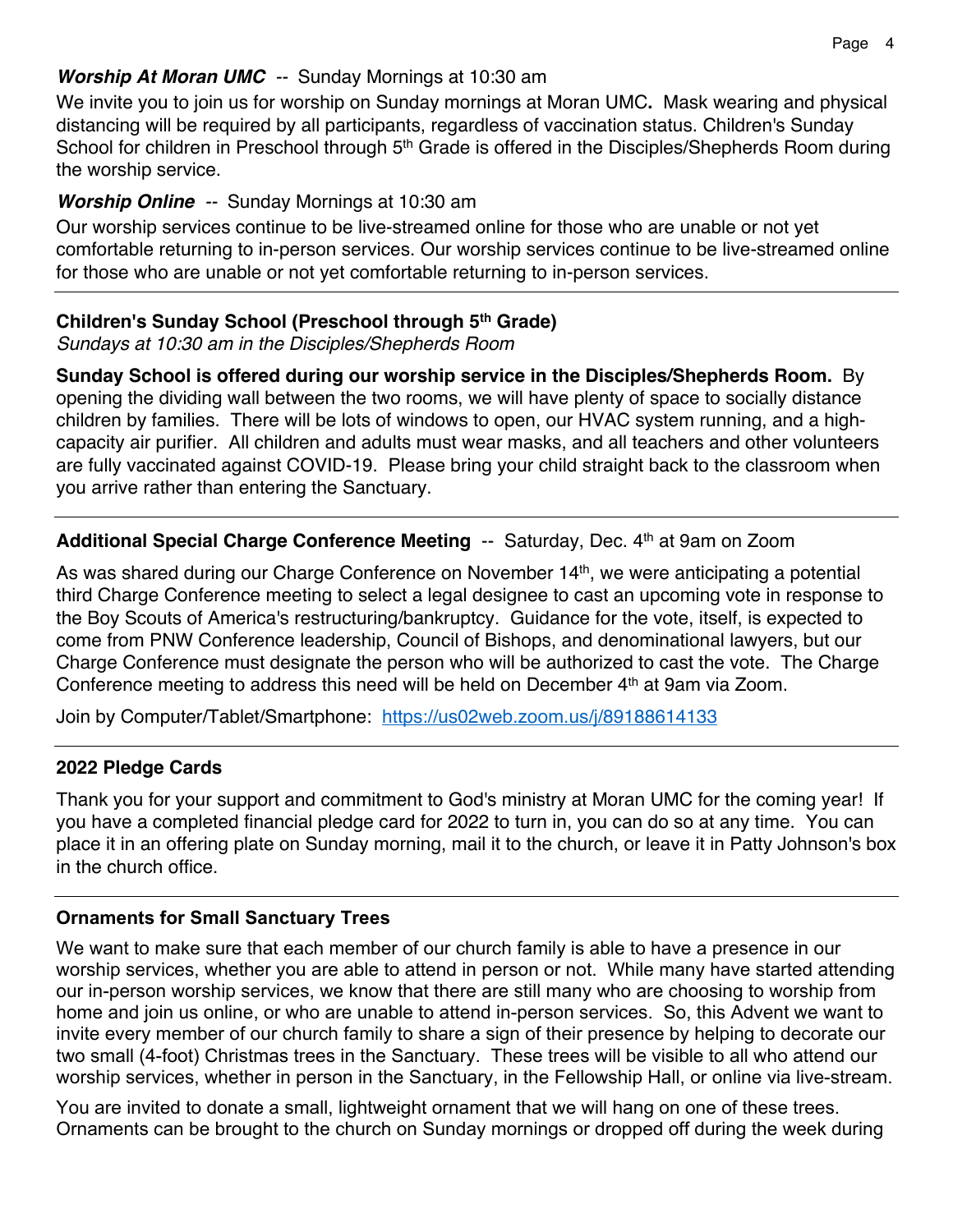***Worship At Moran UMC*** -- Sunday Mornings at 10:30 am

We invite you to join us for worship on Sunday mornings at Moran UMC**.** Mask wearing and physical distancing will be required by all participants, regardless of vaccination status. Children's Sunday School for children in Preschool through 5th Grade is offered in the Disciples/Shepherds Room during the worship service.

***Worship Online*** -- Sunday Mornings at 10:30 am

Our worship services continue to be live-streamed online for those who are unable or not yet comfortable returning to in-person services. Our worship services continue to be live-streamed online for those who are unable or not yet comfortable returning to in-person services.

---

**Children's Sunday School (Preschool through 5th Grade)**

*Sundays at 10:30 am in the Disciples/Shepherds Room*

**Sunday School is offered during our worship service in the Disciples/Shepherds Room.** By opening the dividing wall between the two rooms, we will have plenty of space to socially distance children by families. There will be lots of windows to open, our HVAC system running, and a high-capacity air purifier. All children and adults must wear masks, and all teachers and other volunteers are fully vaccinated against COVID-19. Please bring your child straight back to the classroom when you arrive rather than entering the Sanctuary.

---

**Additional Special Charge Conference Meeting** -- Saturday, Dec. 4th at 9am on Zoom

As was shared during our Charge Conference on November 14th, we were anticipating a potential third Charge Conference meeting to select a legal designee to cast an upcoming vote in response to the Boy Scouts of America's restructuring/bankruptcy. Guidance for the vote, itself, is expected to come from PNW Conference leadership, Council of Bishops, and denominational lawyers, but our Charge Conference must designate the person who will be authorized to cast the vote. The Charge Conference meeting to address this need will be held on December 4th at 9am via Zoom.

Join by Computer/Tablet/Smartphone: https://us02web.zoom.us/j/89188614133

---

**2022 Pledge Cards**

Thank you for your support and commitment to God's ministry at Moran UMC for the coming year! If you have a completed financial pledge card for 2022 to turn in, you can do so at any time. You can place it in an offering plate on Sunday morning, mail it to the church, or leave it in Patty Johnson's box in the church office.

---

**Ornaments for Small Sanctuary Trees**

We want to make sure that each member of our church family is able to have a presence in our worship services, whether you are able to attend in person or not. While many have started attending our in-person worship services, we know that there are still many who are choosing to worship from home and join us online, or who are unable to attend in-person services. So, this Advent we want to invite every member of our church family to share a sign of their presence by helping to decorate our two small (4-foot) Christmas trees in the Sanctuary. These trees will be visible to all who attend our worship services, whether in person in the Sanctuary, in the Fellowship Hall, or online via live-stream.

You are invited to donate a small, lightweight ornament that we will hang on one of these trees. Ornaments can be brought to the church on Sunday mornings or dropped off during the week during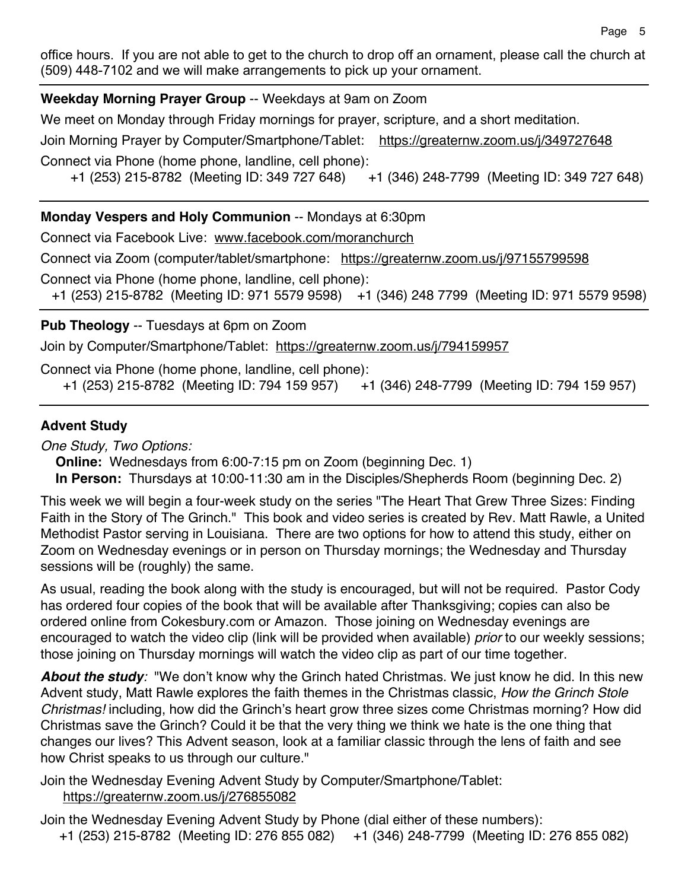office hours. If you are not able to get to the church to drop off an ornament, please call the church at (509) 448-7102 and we will make arrangements to pick up your ornament.

---

**Weekday Morning Prayer Group** -- Weekdays at 9am on Zoom

We meet on Monday through Friday mornings for prayer, scripture, and a short meditation.

Join Morning Prayer by Computer/Smartphone/Tablet: https://greaternw.zoom.us/j/349727648

Connect via Phone (home phone, landline, cell phone):
+1 (253) 215-8782 (Meeting ID: 349 727 648) +1 (346) 248-7799 (Meeting ID: 349 727 648)

---

**Monday Vespers and Holy Communion** -- Mondays at 6:30pm

Connect via Facebook Live: www.facebook.com/moranchurch

Connect via Zoom (computer/tablet/smartphone: https://greaternw.zoom.us/j/97155799598

Connect via Phone (home phone, landline, cell phone):
+1 (253) 215-8782 (Meeting ID: 971 5579 9598) +1 (346) 248 7799 (Meeting ID: 971 5579 9598)

---

**Pub Theology** -- Tuesdays at 6pm on Zoom

Join by Computer/Smartphone/Tablet: https://greaternw.zoom.us/j/794159957

Connect via Phone (home phone, landline, cell phone):
+1 (253) 215-8782 (Meeting ID: 794 159 957) +1 (346) 248-7799 (Meeting ID: 794 159 957)

---

**Advent Study**

*One Study, Two Options:*
**Online:** Wednesdays from 6:00-7:15 pm on Zoom (beginning Dec. 1)
**In Person:** Thursdays at 10:00-11:30 am in the Disciples/Shepherds Room (beginning Dec. 2)

This week we will begin a four-week study on the series "The Heart That Grew Three Sizes: Finding Faith in the Story of The Grinch." This book and video series is created by Rev. Matt Rawle, a United Methodist Pastor serving in Louisiana. There are two options for how to attend this study, either on Zoom on Wednesday evenings or in person on Thursday mornings; the Wednesday and Thursday sessions will be (roughly) the same.

As usual, reading the book along with the study is encouraged, but will not be required. Pastor Cody has ordered four copies of the book that will be available after Thanksgiving; copies can also be ordered online from Cokesbury.com or Amazon. Those joining on Wednesday evenings are encouraged to watch the video clip (link will be provided when available) *prior* to our weekly sessions; those joining on Thursday mornings will watch the video clip as part of our time together.

***About the study**:* "We don't know why the Grinch hated Christmas. We just know he did. In this new Advent study, Matt Rawle explores the faith themes in the Christmas classic, *How the Grinch Stole Christmas!* including, how did the Grinch's heart grow three sizes come Christmas morning? How did Christmas save the Grinch? Could it be that the very thing we think we hate is the one thing that changes our lives? This Advent season, look at a familiar classic through the lens of faith and see how Christ speaks to us through our culture."

Join the Wednesday Evening Advent Study by Computer/Smartphone/Tablet:
https://greaternw.zoom.us/j/276855082

Join the Wednesday Evening Advent Study by Phone (dial either of these numbers):
+1 (253) 215-8782 (Meeting ID: 276 855 082) +1 (346) 248-7799 (Meeting ID: 276 855 082)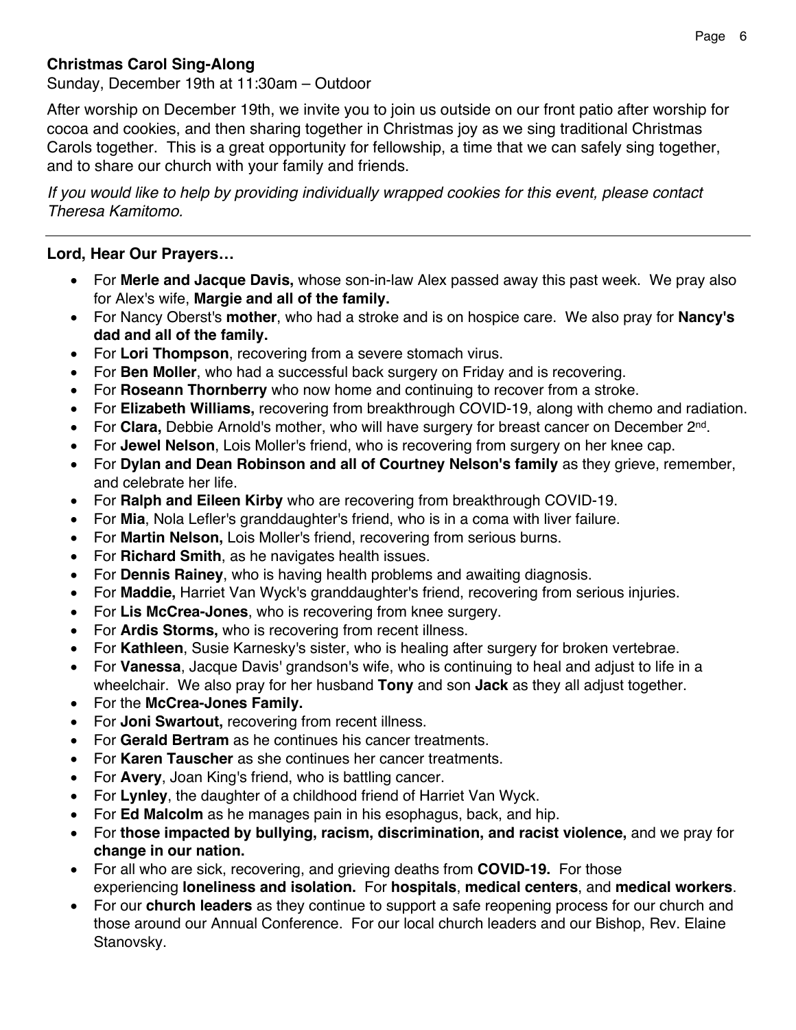**Christmas Carol Sing-Along**

Sunday, December 19th at 11:30am – Outdoor

After worship on December 19th, we invite you to join us outside on our front patio after worship for cocoa and cookies, and then sharing together in Christmas joy as we sing traditional Christmas Carols together. This is a great opportunity for fellowship, a time that we can safely sing together, and to share our church with your family and friends.

*If you would like to help by providing individually wrapped cookies for this event, please contact Theresa Kamitomo.*

---

**Lord, Hear Our Prayers…**

- For **Merle and Jacque Davis,** whose son-in-law Alex passed away this past week. We pray also for Alex's wife, **Margie and all of the family.**
- For Nancy Oberst's **mother**, who had a stroke and is on hospice care. We also pray for **Nancy's dad and all of the family.**
- For **Lori Thompson**, recovering from a severe stomach virus.
- For **Ben Moller**, who had a successful back surgery on Friday and is recovering.
- For **Roseann Thornberry** who now home and continuing to recover from a stroke.
- For **Elizabeth Williams,** recovering from breakthrough COVID-19, along with chemo and radiation.
- For **Clara,** Debbie Arnold's mother, who will have surgery for breast cancer on December 2nd.
- For **Jewel Nelson**, Lois Moller's friend, who is recovering from surgery on her knee cap.
- For **Dylan and Dean Robinson and all of Courtney Nelson's family** as they grieve, remember, and celebrate her life.
- For **Ralph and Eileen Kirby** who are recovering from breakthrough COVID-19.
- For **Mia**, Nola Lefler's granddaughter's friend, who is in a coma with liver failure.
- For **Martin Nelson,** Lois Moller's friend, recovering from serious burns.
- For **Richard Smith**, as he navigates health issues.
- For **Dennis Rainey**, who is having health problems and awaiting diagnosis.
- For **Maddie,** Harriet Van Wyck's granddaughter's friend, recovering from serious injuries.
- For **Lis McCrea-Jones**, who is recovering from knee surgery.
- For **Ardis Storms,** who is recovering from recent illness.
- For **Kathleen**, Susie Karnesky's sister, who is healing after surgery for broken vertebrae.
- For **Vanessa**, Jacque Davis' grandson's wife, who is continuing to heal and adjust to life in a wheelchair. We also pray for her husband **Tony** and son **Jack** as they all adjust together.
- For the **McCrea-Jones Family.**
- For **Joni Swartout,** recovering from recent illness.
- For **Gerald Bertram** as he continues his cancer treatments.
- For **Karen Tauscher** as she continues her cancer treatments.
- For **Avery**, Joan King's friend, who is battling cancer.
- For **Lynley**, the daughter of a childhood friend of Harriet Van Wyck.
- For **Ed Malcolm** as he manages pain in his esophagus, back, and hip.
- For **those impacted by bullying, racism, discrimination, and racist violence,** and we pray for **change in our nation.**
- For all who are sick, recovering, and grieving deaths from **COVID-19.** For those experiencing **loneliness and isolation.** For **hospitals**, **medical centers**, and **medical workers**.
- For our **church leaders** as they continue to support a safe reopening process for our church and those around our Annual Conference. For our local church leaders and our Bishop, Rev. Elaine Stanovsky.